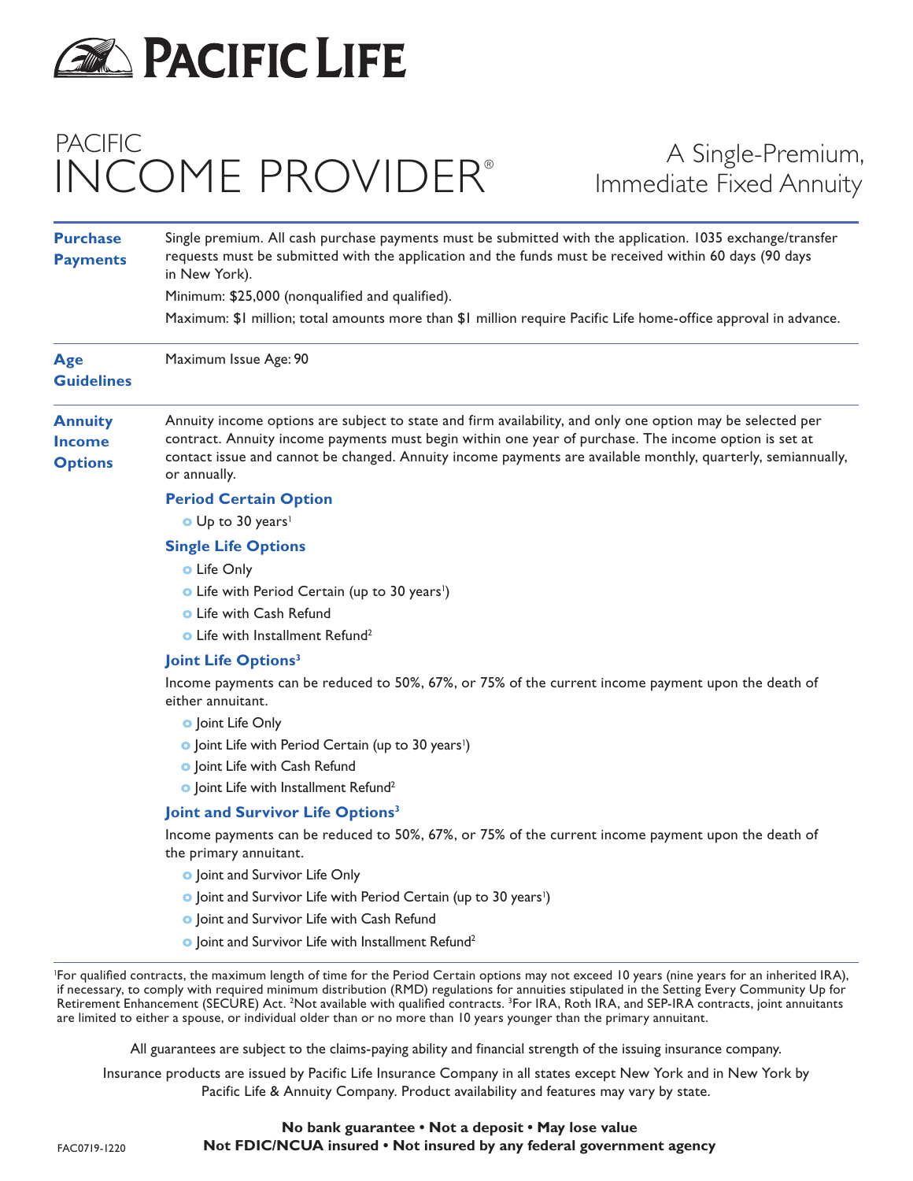# PACIFIC LIFE

# PACIFIC INCOME PROVIDER®

## A Single-Premium, Immediate Fixed Annuity

**Purchase Payments**

Single premium. All cash purchase payments must be submitted with the application. 1035 exchange/transfer requests must be submitted with the application and the funds must be received within 60 days (90 days in New York).

Minimum: $25,000 (nonqualified and qualified).

Maximum: $1 million; total amounts more than $1 million require Pacific Life home-office approval in advance.

**Age Guidelines**

Maximum Issue Age: 90

**Annuity Income Options**

Annuity income options are subject to state and firm availability, and only one option may be selected per contract. Annuity income payments must begin within one year of purchase. The income option is set at contact issue and cannot be changed. Annuity income payments are available monthly, quarterly, semiannually, or annually.

### Period Certain Option

- Up to 30 years[1]

### Single Life Options

- Life Only
- Life with Period Certain (up to 30 years[1])
- Life with Cash Refund
- Life with Installment Refund[2]

### Joint Life Options[3]

Income payments can be reduced to 50%, 67%, or 75% of the current income payment upon the death of either annuitant.

- Joint Life Only
- Joint Life with Period Certain (up to 30 years[1])
- Joint Life with Cash Refund
- Joint Life with Installment Refund[2]

### Joint and Survivor Life Options[3]

Income payments can be reduced to 50%, 67%, or 75% of the current income payment upon the death of the primary annuitant.

- Joint and Survivor Life Only
- Joint and Survivor Life with Period Certain (up to 30 years[1])
- Joint and Survivor Life with Cash Refund
- Joint and Survivor Life with Installment Refund[2]

[1]For qualified contracts, the maximum length of time for the Period Certain options may not exceed 10 years (nine years for an inherited IRA), if necessary, to comply with required minimum distribution (RMD) regulations for annuities stipulated in the Setting Every Community Up for Retirement Enhancement (SECURE) Act. [2]Not available with qualified contracts. [3]For IRA, Roth IRA, and SEP-IRA contracts, joint annuitants are limited to either a spouse, or individual older than or no more than 10 years younger than the primary annuitant.

All guarantees are subject to the claims-paying ability and financial strength of the issuing insurance company.

Insurance products are issued by Pacific Life Insurance Company in all states except New York and in New York by Pacific Life & Annuity Company. Product availability and features may vary by state.

**No bank guarantee • Not a deposit • May lose value**
**Not FDIC/NCUA insured • Not insured by any federal government agency**

FAC0719-1220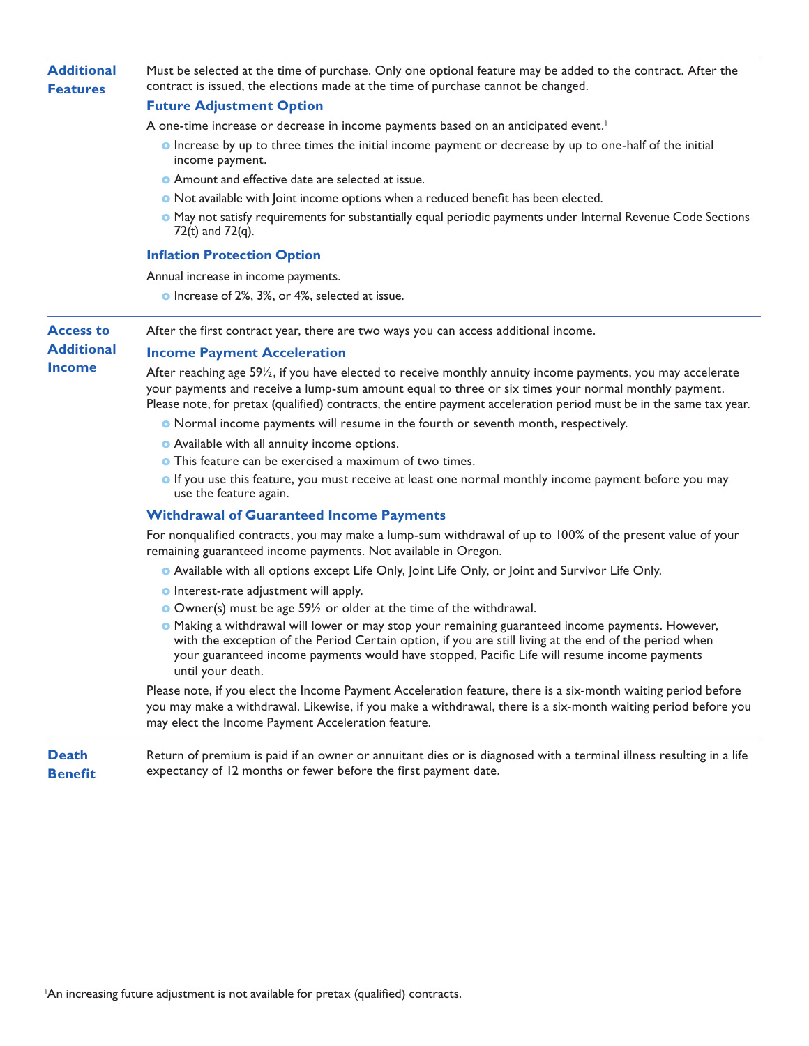## Additional Features

Must be selected at the time of purchase. Only one optional feature may be added to the contract. After the contract is issued, the elections made at the time of purchase cannot be changed.

### Future Adjustment Option

A one-time increase or decrease in income payments based on an anticipated event.[1]

- Increase by up to three times the initial income payment or decrease by up to one-half of the initial income payment.
- Amount and effective date are selected at issue.
- Not available with Joint income options when a reduced benefit has been elected.
- May not satisfy requirements for substantially equal periodic payments under Internal Revenue Code Sections 72(t) and 72(q).

### Inflation Protection Option

Annual increase in income payments.

- Increase of 2%, 3%, or 4%, selected at issue.

## Access to Additional Income

After the first contract year, there are two ways you can access additional income.

### Income Payment Acceleration

After reaching age 59½, if you have elected to receive monthly annuity income payments, you may accelerate your payments and receive a lump-sum amount equal to three or six times your normal monthly payment. Please note, for pretax (qualified) contracts, the entire payment acceleration period must be in the same tax year.

- Normal income payments will resume in the fourth or seventh month, respectively.
- Available with all annuity income options.
- This feature can be exercised a maximum of two times.
- If you use this feature, you must receive at least one normal monthly income payment before you may use the feature again.

### Withdrawal of Guaranteed Income Payments

For nonqualified contracts, you may make a lump-sum withdrawal of up to 100% of the present value of your remaining guaranteed income payments. Not available in Oregon.

- Available with all options except Life Only, Joint Life Only, or Joint and Survivor Life Only.
- Interest-rate adjustment will apply.
- Owner(s) must be age 59½ or older at the time of the withdrawal.
- Making a withdrawal will lower or may stop your remaining guaranteed income payments. However, with the exception of the Period Certain option, if you are still living at the end of the period when your guaranteed income payments would have stopped, Pacific Life will resume income payments until your death.

Please note, if you elect the Income Payment Acceleration feature, there is a six-month waiting period before you may make a withdrawal. Likewise, if you make a withdrawal, there is a six-month waiting period before you may elect the Income Payment Acceleration feature.

## Death Benefit

Return of premium is paid if an owner or annuitant dies or is diagnosed with a terminal illness resulting in a life expectancy of 12 months or fewer before the first payment date.

[1] An increasing future adjustment is not available for pretax (qualified) contracts.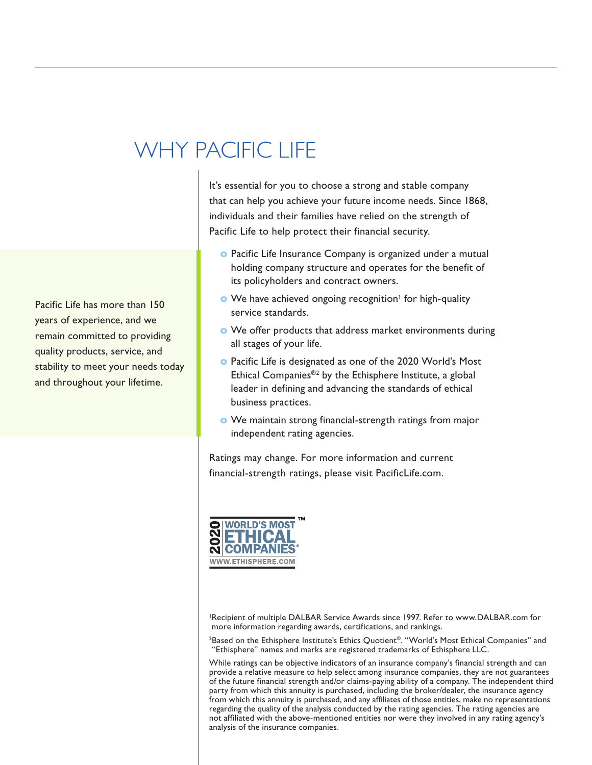# WHY PACIFIC LIFE

Pacific Life has more than 150 years of experience, and we remain committed to providing quality products, service, and stability to meet your needs today and throughout your lifetime.

It's essential for you to choose a strong and stable company that can help you achieve your future income needs. Since 1868, individuals and their families have relied on the strength of Pacific Life to help protect their financial security.

- Pacific Life Insurance Company is organized under a mutual holding company structure and operates for the benefit of its policyholders and contract owners.
- We have achieved ongoing recognition[1] for high-quality service standards.
- We offer products that address market environments during all stages of your life.
- Pacific Life is designated as one of the 2020 World's Most Ethical Companies®[2] by the Ethisphere Institute, a global leader in defining and advancing the standards of ethical business practices.
- We maintain strong financial-strength ratings from major independent rating agencies.

Ratings may change. For more information and current financial-strength ratings, please visit PacificLife.com.

2020 WORLD'S MOST ETHICAL COMPANIES® ™
WWW.ETHISPHERE.COM

[1]Recipient of multiple DALBAR Service Awards since 1997. Refer to www.DALBAR.com for more information regarding awards, certifications, and rankings.

[2]Based on the Ethisphere Institute's Ethics Quotient®. "World's Most Ethical Companies" and "Ethisphere" names and marks are registered trademarks of Ethisphere LLC.

While ratings can be objective indicators of an insurance company's financial strength and can provide a relative measure to help select among insurance companies, they are not guarantees of the future financial strength and/or claims-paying ability of a company. The independent third party from which this annuity is purchased, including the broker/dealer, the insurance agency from which this annuity is purchased, and any affiliates of those entities, make no representations regarding the quality of the analysis conducted by the rating agencies. The rating agencies are not affiliated with the above-mentioned entities nor were they involved in any rating agency's analysis of the insurance companies.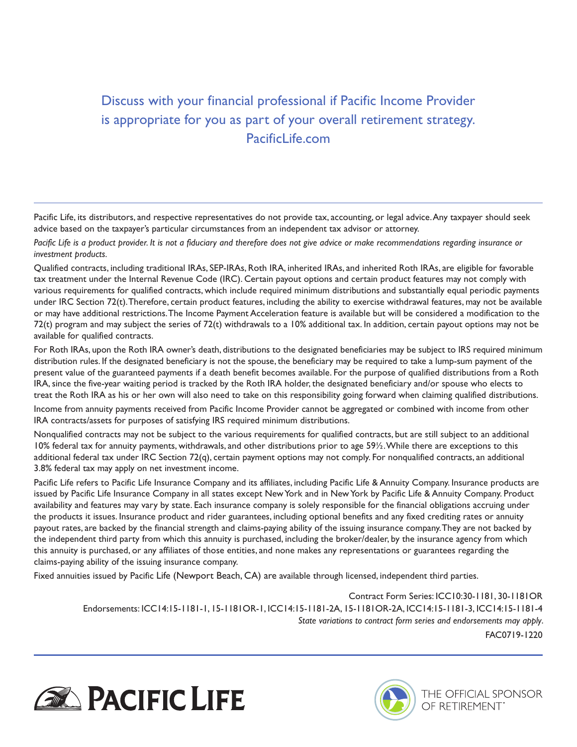Discuss with your financial professional if Pacific Income Provider is appropriate for you as part of your overall retirement strategy.
PacificLife.com

---

Pacific Life, its distributors, and respective representatives do not provide tax, accounting, or legal advice. Any taxpayer should seek advice based on the taxpayer's particular circumstances from an independent tax advisor or attorney.

*Pacific Life is a product provider. It is not a fiduciary and therefore does not give advice or make recommendations regarding insurance or investment products.*

Qualified contracts, including traditional IRAs, SEP-IRAs, Roth IRA, inherited IRAs, and inherited Roth IRAs, are eligible for favorable tax treatment under the Internal Revenue Code (IRC). Certain payout options and certain product features may not comply with various requirements for qualified contracts, which include required minimum distributions and substantially equal periodic payments under IRC Section 72(t). Therefore, certain product features, including the ability to exercise withdrawal features, may not be available or may have additional restrictions. The Income Payment Acceleration feature is available but will be considered a modification to the 72(t) program and may subject the series of 72(t) withdrawals to a 10% additional tax. In addition, certain payout options may not be available for qualified contracts.

For Roth IRAs, upon the Roth IRA owner's death, distributions to the designated beneficiaries may be subject to IRS required minimum distribution rules. If the designated beneficiary is not the spouse, the beneficiary may be required to take a lump-sum payment of the present value of the guaranteed payments if a death benefit becomes available. For the purpose of qualified distributions from a Roth IRA, since the five-year waiting period is tracked by the Roth IRA holder, the designated beneficiary and/or spouse who elects to treat the Roth IRA as his or her own will also need to take on this responsibility going forward when claiming qualified distributions.

Income from annuity payments received from Pacific Income Provider cannot be aggregated or combined with income from other IRA contracts/assets for purposes of satisfying IRS required minimum distributions.

Nonqualified contracts may not be subject to the various requirements for qualified contracts, but are still subject to an additional 10% federal tax for annuity payments, withdrawals, and other distributions prior to age 59½. While there are exceptions to this additional federal tax under IRC Section 72(q), certain payment options may not comply. For nonqualified contracts, an additional 3.8% federal tax may apply on net investment income.

Pacific Life refers to Pacific Life Insurance Company and its affiliates, including Pacific Life & Annuity Company. Insurance products are issued by Pacific Life Insurance Company in all states except New York and in New York by Pacific Life & Annuity Company. Product availability and features may vary by state. Each insurance company is solely responsible for the financial obligations accruing under the products it issues. Insurance product and rider guarantees, including optional benefits and any fixed crediting rates or annuity payout rates, are backed by the financial strength and claims-paying ability of the issuing insurance company. They are not backed by the independent third party from which this annuity is purchased, including the broker/dealer, by the insurance agency from which this annuity is purchased, or any affiliates of those entities, and none makes any representations or guarantees regarding the claims-paying ability of the issuing insurance company.

Fixed annuities issued by Pacific Life (Newport Beach, CA) are available through licensed, independent third parties.

Contract Form Series: ICC10:30-1181, 30-1181OR
Endorsements: ICC14:15-1181-1, 15-1181OR-1, ICC14:15-1181-2A, 15-1181OR-2A, ICC14:15-1181-3, ICC14:15-1181-4
*State variations to contract form series and endorsements may apply.*
FAC0719-1220

PACIFIC LIFE

THE OFFICIAL SPONSOR OF RETIREMENT®